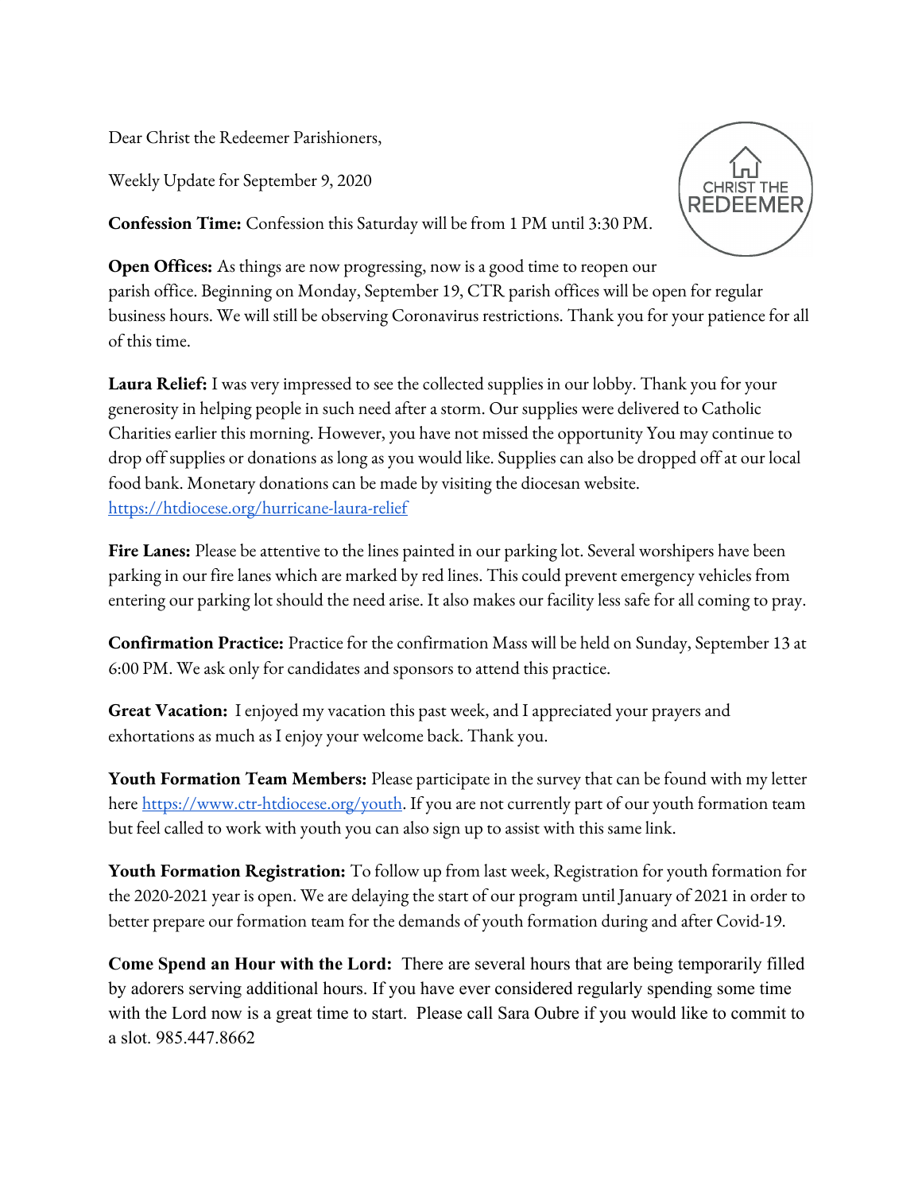Dear Christ the Redeemer Parishioners,

Weekly Update for September 9, 2020

**Confession Time:** Confession this Saturday will be from 1 PM until 3:30 PM.

**Open Offices:** As things are now progressing, now is a good time to reopen our parish office. Beginning on Monday, September 19, CTR parish offices will be open for regular business hours. We will still be observing Coronavirus restrictions. Thank you for your patience for all of this time.

**Laura Relief:** I was very impressed to see the collected supplies in our lobby. Thank you for your generosity in helping people in such need after a storm. Our supplies were delivered to Catholic Charities earlier this morning. However, you have not missed the opportunity You may continue to drop off supplies or donations as long as you would like. Supplies can also be dropped off at our local food bank. Monetary donations can be made by visiting the diocesan website. https://htdiocese.org/hurricane-laura-relief

**Fire Lanes:** Please be attentive to the lines painted in our parking lot. Several worshipers have been parking in our fire lanes which are marked by red lines. This could prevent emergency vehicles from entering our parking lot should the need arise. It also makes our facility less safe for all coming to pray.

**Confirmation Practice:** Practice for the confirmation Mass will be held on Sunday, September 13 at 6:00 PM. We ask only for candidates and sponsors to attend this practice.

**Great Vacation:** I enjoyed my vacation this past week, and I appreciated your prayers and exhortations as much as I enjoy your welcome back. Thank you.

**Youth Formation Team Members:** Please participate in the survey that can be found with my letter here https://www.ctr-htdiocese.org/youth. If you are not currently part of our youth formation team but feel called to work with youth you can also sign up to assist with this same link.

**Youth Formation Registration:** To follow up from last week, Registration for youth formation for the 2020-2021 year is open. We are delaying the start of our program until January of 2021 in order to better prepare our formation team for the demands of youth formation during and after Covid-19.

**Come Spend an Hour with the Lord:** There are several hours that are being temporarily filled by adorers serving additional hours. If you have ever considered regularly spending some time with the Lord now is a great time to start. Please call Sara Oubre if you would like to commit to a slot. 985.447.8662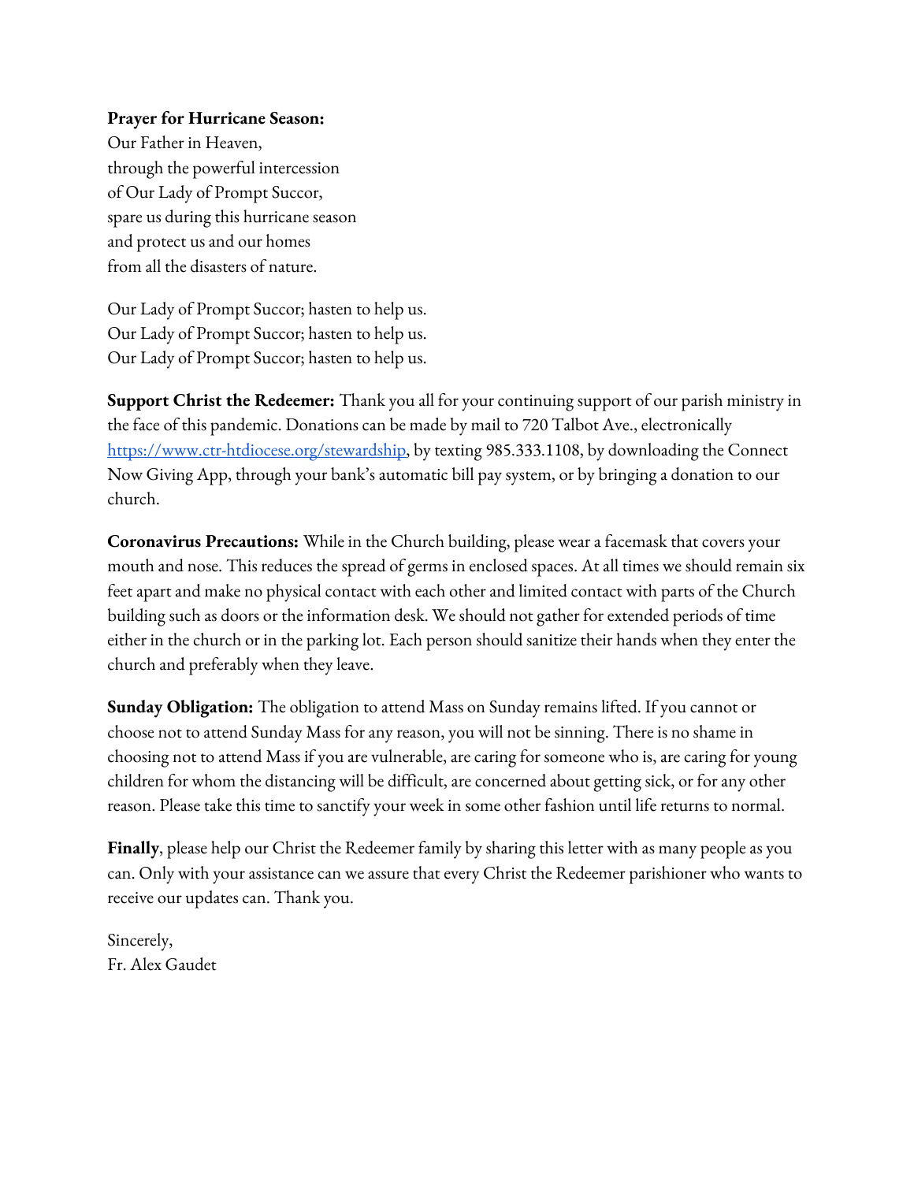**Prayer for Hurricane Season:**
Our Father in Heaven,
through the powerful intercession
of Our Lady of Prompt Succor,
spare us during this hurricane season
and protect us and our homes
from all the disasters of nature.

Our Lady of Prompt Succor; hasten to help us.
Our Lady of Prompt Succor; hasten to help us.
Our Lady of Prompt Succor; hasten to help us.

**Support Christ the Redeemer:** Thank you all for your continuing support of our parish ministry in the face of this pandemic. Donations can be made by mail to 720 Talbot Ave., electronically https://www.ctr-htdiocese.org/stewardship, by texting 985.333.1108, by downloading the Connect Now Giving App, through your bank's automatic bill pay system, or by bringing a donation to our church.

**Coronavirus Precautions:** While in the Church building, please wear a facemask that covers your mouth and nose. This reduces the spread of germs in enclosed spaces. At all times we should remain six feet apart and make no physical contact with each other and limited contact with parts of the Church building such as doors or the information desk. We should not gather for extended periods of time either in the church or in the parking lot. Each person should sanitize their hands when they enter the church and preferably when they leave.

**Sunday Obligation:** The obligation to attend Mass on Sunday remains lifted. If you cannot or choose not to attend Sunday Mass for any reason, you will not be sinning. There is no shame in choosing not to attend Mass if you are vulnerable, are caring for someone who is, are caring for young children for whom the distancing will be difficult, are concerned about getting sick, or for any other reason. Please take this time to sanctify your week in some other fashion until life returns to normal.

**Finally**, please help our Christ the Redeemer family by sharing this letter with as many people as you can. Only with your assistance can we assure that every Christ the Redeemer parishioner who wants to receive our updates can. Thank you.

Sincerely,
Fr. Alex Gaudet